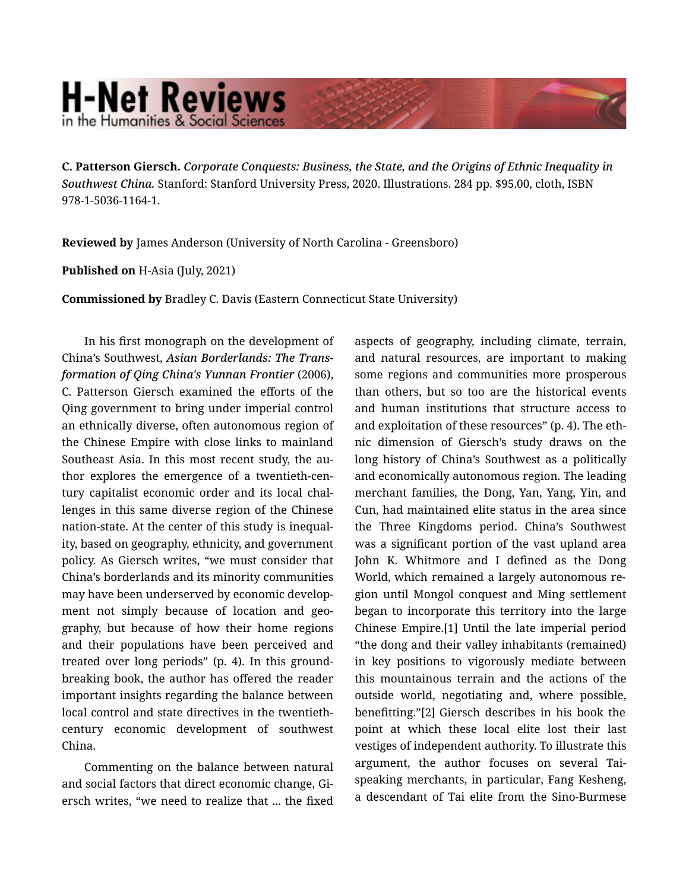**C. Patterson Giersch.** *Corporate Conquests: Business, the State, and the Origins of Ethnic Inequality in Southwest China.* Stanford: Stanford University Press, 2020. Illustrations. 284 pp. $95.00, cloth, ISBN 978-1-5036-1164-1.

**Reviewed by** James Anderson (University of North Carolina - Greensboro)

**Published on** H-Asia (July, 2021)

**Commissioned by** Bradley C. Davis (Eastern Connecticut State University)

In his first monograph on the development of China's Southwest, ***Asian Borderlands: The Transformation of Qing China's Yunnan Frontier*** (2006), C. Patterson Giersch examined the efforts of the Qing government to bring under imperial control an ethnically diverse, often autonomous region of the Chinese Empire with close links to mainland Southeast Asia. In this most recent study, the author explores the emergence of a twentieth-century capitalist economic order and its local challenges in this same diverse region of the Chinese nation-state. At the center of this study is inequality, based on geography, ethnicity, and government policy. As Giersch writes, "we must consider that China's borderlands and its minority communities may have been underserved by economic development not simply because of location and geography, but because of how their home regions and their populations have been perceived and treated over long periods" (p. 4). In this groundbreaking book, the author has offered the reader important insights regarding the balance between local control and state directives in the twentieth-century economic development of southwest China.

Commenting on the balance between natural and social factors that direct economic change, Giersch writes, "we need to realize that ... the fixed aspects of geography, including climate, terrain, and natural resources, are important to making some regions and communities more prosperous than others, but so too are the historical events and human institutions that structure access to and exploitation of these resources" (p. 4). The ethnic dimension of Giersch's study draws on the long history of China's Southwest as a politically and economically autonomous region. The leading merchant families, the Dong, Yan, Yang, Yin, and Cun, had maintained elite status in the area since the Three Kingdoms period. China's Southwest was a significant portion of the vast upland area John K. Whitmore and I defined as the Dong World, which remained a largely autonomous region until Mongol conquest and Ming settlement began to incorporate this territory into the large Chinese Empire.[1] Until the late imperial period "the dong and their valley inhabitants (remained) in key positions to vigorously mediate between this mountainous terrain and the actions of the outside world, negotiating and, where possible, benefitting."[2] Giersch describes in his book the point at which these local elite lost their last vestiges of independent authority. To illustrate this argument, the author focuses on several Tai-speaking merchants, in particular, Fang Kesheng, a descendant of Tai elite from the Sino-Burmese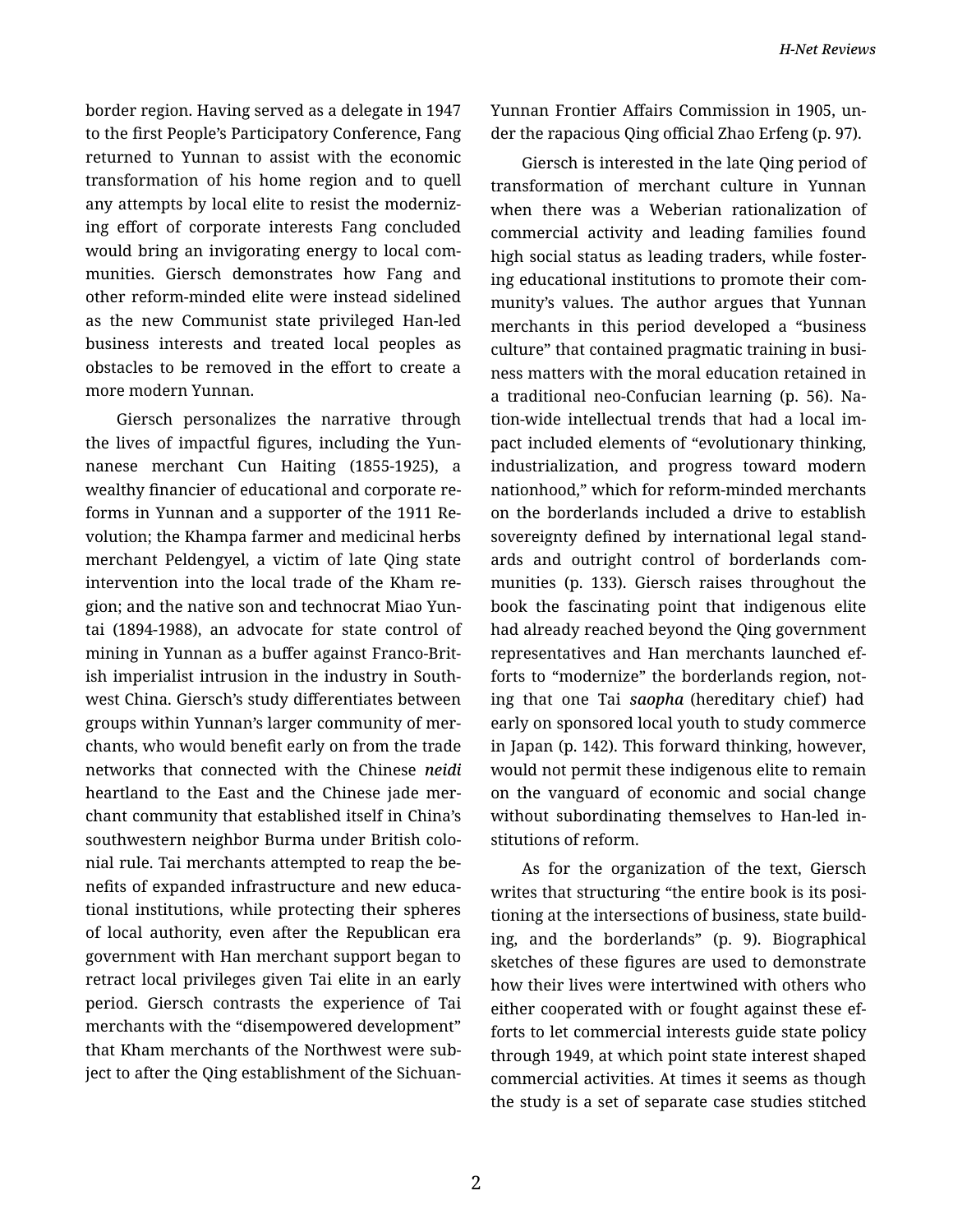border region. Having served as a delegate in 1947 to the first People's Participatory Conference, Fang returned to Yunnan to assist with the economic transformation of his home region and to quell any attempts by local elite to resist the modernizing effort of corporate interests Fang concluded would bring an invigorating energy to local communities. Giersch demonstrates how Fang and other reform-minded elite were instead sidelined as the new Communist state privileged Han-led business interests and treated local peoples as obstacles to be removed in the effort to create a more modern Yunnan.

Giersch personalizes the narrative through the lives of impactful figures, including the Yunnanese merchant Cun Haiting (1855-1925), a wealthy financier of educational and corporate reforms in Yunnan and a supporter of the 1911 Revolution; the Khampa farmer and medicinal herbs merchant Peldengyel, a victim of late Qing state intervention into the local trade of the Kham region; and the native son and technocrat Miao Yuntai (1894-1988), an advocate for state control of mining in Yunnan as a buffer against Franco-British imperialist intrusion in the industry in Southwest China. Giersch's study differentiates between groups within Yunnan's larger community of merchants, who would benefit early on from the trade networks that connected with the Chinese ***neidi*** heartland to the East and the Chinese jade merchant community that established itself in China's southwestern neighbor Burma under British colonial rule. Tai merchants attempted to reap the benefits of expanded infrastructure and new educational institutions, while protecting their spheres of local authority, even after the Republican era government with Han merchant support began to retract local privileges given Tai elite in an early period. Giersch contrasts the experience of Tai merchants with the "disempowered development" that Kham merchants of the Northwest were subject to after the Qing establishment of the Sichuan-Yunnan Frontier Affairs Commission in 1905, under the rapacious Qing official Zhao Erfeng (p. 97).

Giersch is interested in the late Qing period of transformation of merchant culture in Yunnan when there was a Weberian rationalization of commercial activity and leading families found high social status as leading traders, while fostering educational institutions to promote their community's values. The author argues that Yunnan merchants in this period developed a "business culture" that contained pragmatic training in business matters with the moral education retained in a traditional neo-Confucian learning (p. 56). Nation-wide intellectual trends that had a local impact included elements of "evolutionary thinking, industrialization, and progress toward modern nationhood," which for reform-minded merchants on the borderlands included a drive to establish sovereignty defined by international legal standards and outright control of borderlands communities (p. 133). Giersch raises throughout the book the fascinating point that indigenous elite had already reached beyond the Qing government representatives and Han merchants launched efforts to "modernize" the borderlands region, noting that one Tai ***saopha*** (hereditary chief) had early on sponsored local youth to study commerce in Japan (p. 142). This forward thinking, however, would not permit these indigenous elite to remain on the vanguard of economic and social change without subordinating themselves to Han-led institutions of reform.

As for the organization of the text, Giersch writes that structuring "the entire book is its positioning at the intersections of business, state building, and the borderlands" (p. 9). Biographical sketches of these figures are used to demonstrate how their lives were intertwined with others who either cooperated with or fought against these efforts to let commercial interests guide state policy through 1949, at which point state interest shaped commercial activities. At times it seems as though the study is a set of separate case studies stitched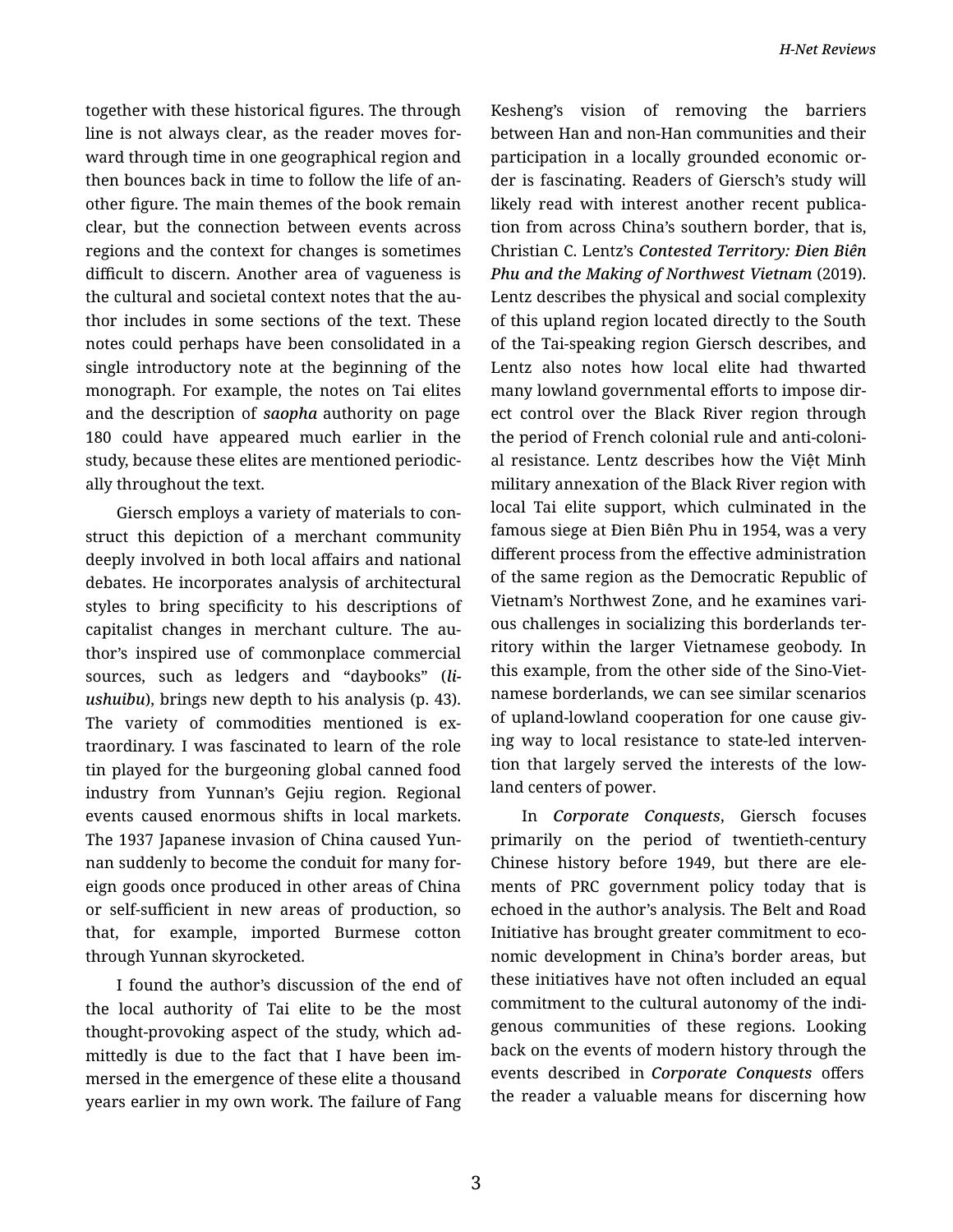together with these historical figures. The through line is not always clear, as the reader moves forward through time in one geographical region and then bounces back in time to follow the life of another figure. The main themes of the book remain clear, but the connection between events across regions and the context for changes is sometimes difficult to discern. Another area of vagueness is the cultural and societal context notes that the author includes in some sections of the text. These notes could perhaps have been consolidated in a single introductory note at the beginning of the monograph. For example, the notes on Tai elites and the description of *saopha* authority on page 180 could have appeared much earlier in the study, because these elites are mentioned periodically throughout the text.

Giersch employs a variety of materials to construct this depiction of a merchant community deeply involved in both local affairs and national debates. He incorporates analysis of architectural styles to bring specificity to his descriptions of capitalist changes in merchant culture. The author's inspired use of commonplace commercial sources, such as ledgers and "daybooks" (*liushuibu*), brings new depth to his analysis (p. 43). The variety of commodities mentioned is extraordinary. I was fascinated to learn of the role tin played for the burgeoning global canned food industry from Yunnan's Gejiu region. Regional events caused enormous shifts in local markets. The 1937 Japanese invasion of China caused Yunnan suddenly to become the conduit for many foreign goods once produced in other areas of China or self-sufficient in new areas of production, so that, for example, imported Burmese cotton through Yunnan skyrocketed.

I found the author's discussion of the end of the local authority of Tai elite to be the most thought-provoking aspect of the study, which admittedly is due to the fact that I have been immersed in the emergence of these elite a thousand years earlier in my own work. The failure of Fang Kesheng's vision of removing the barriers between Han and non-Han communities and their participation in a locally grounded economic order is fascinating. Readers of Giersch's study will likely read with interest another recent publication from across China's southern border, that is, Christian C. Lentz's ***Contested Territory: Đien Biên Phu and the Making of Northwest Vietnam*** (2019). Lentz describes the physical and social complexity of this upland region located directly to the South of the Tai-speaking region Giersch describes, and Lentz also notes how local elite had thwarted many lowland governmental efforts to impose direct control over the Black River region through the period of French colonial rule and anti-colonial resistance. Lentz describes how the Việt Minh military annexation of the Black River region with local Tai elite support, which culminated in the famous siege at Đien Biên Phu in 1954, was a very different process from the effective administration of the same region as the Democratic Republic of Vietnam's Northwest Zone, and he examines various challenges in socializing this borderlands territory within the larger Vietnamese geobody. In this example, from the other side of the Sino-Vietnamese borderlands, we can see similar scenarios of upland-lowland cooperation for one cause giving way to local resistance to state-led intervention that largely served the interests of the lowland centers of power.

In ***Corporate Conquests***, Giersch focuses primarily on the period of twentieth-century Chinese history before 1949, but there are elements of PRC government policy today that is echoed in the author's analysis. The Belt and Road Initiative has brought greater commitment to economic development in China's border areas, but these initiatives have not often included an equal commitment to the cultural autonomy of the indigenous communities of these regions. Looking back on the events of modern history through the events described in ***Corporate Conquests*** offers the reader a valuable means for discerning how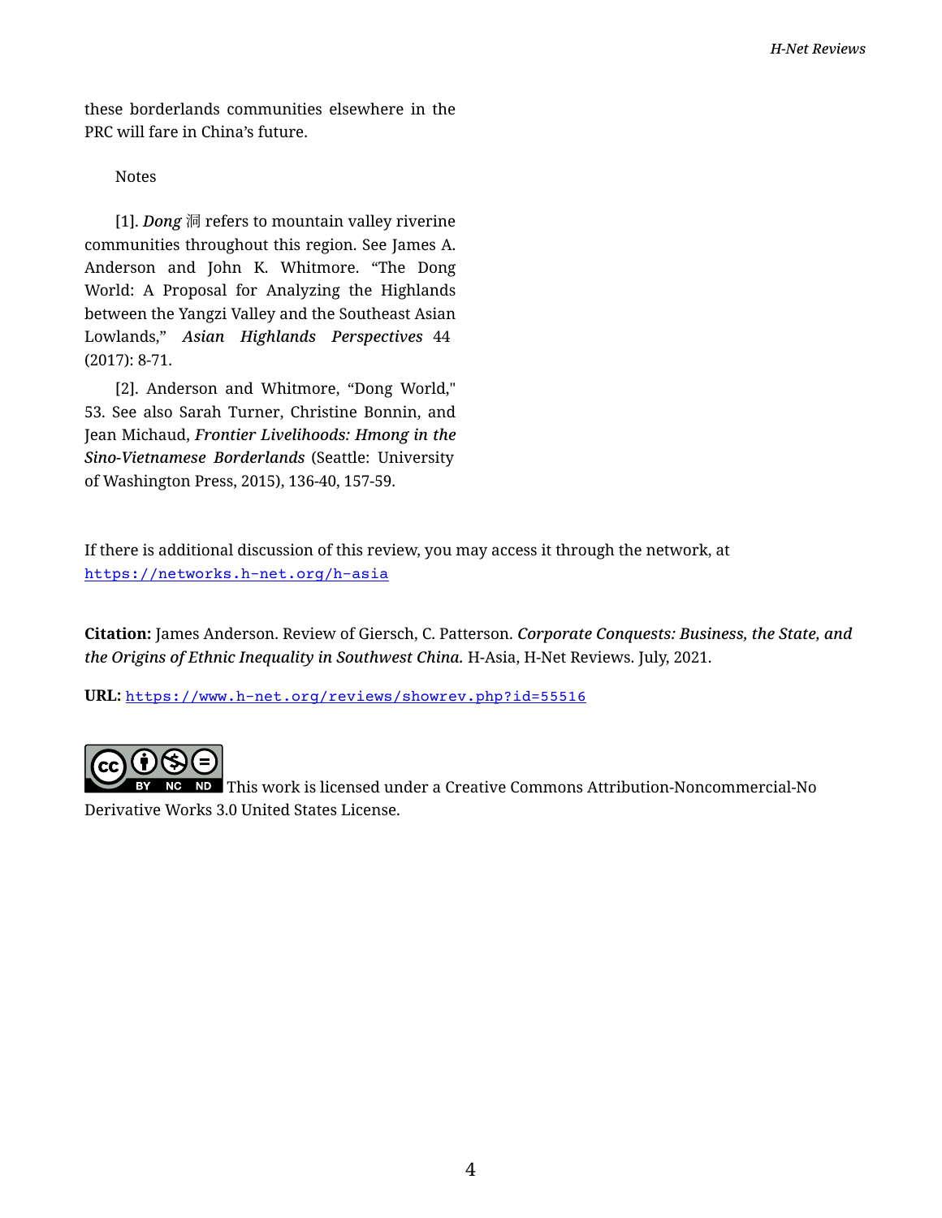these borderlands communities elsewhere in the PRC will fare in China's future.

Notes

[1]. *Dong* 洞 refers to mountain valley riverine communities throughout this region. See James A. Anderson and John K. Whitmore. "The Dong World: A Proposal for Analyzing the Highlands between the Yangzi Valley and the Southeast Asian Lowlands," *Asian Highlands Perspectives* 44 (2017): 8-71.

[2]. Anderson and Whitmore, "Dong World," 53. See also Sarah Turner, Christine Bonnin, and Jean Michaud, *Frontier Livelihoods: Hmong in the Sino-Vietnamese Borderlands* (Seattle: University of Washington Press, 2015), 136-40, 157-59.

If there is additional discussion of this review, you may access it through the network, at https://networks.h-net.org/h-asia

**Citation:** James Anderson. Review of Giersch, C. Patterson. *Corporate Conquests: Business, the State, and the Origins of Ethnic Inequality in Southwest China.* H-Asia, H-Net Reviews. July, 2021.

**URL:** https://www.h-net.org/reviews/showrev.php?id=55516

This work is licensed under a Creative Commons Attribution-Noncommercial-No Derivative Works 3.0 United States License.